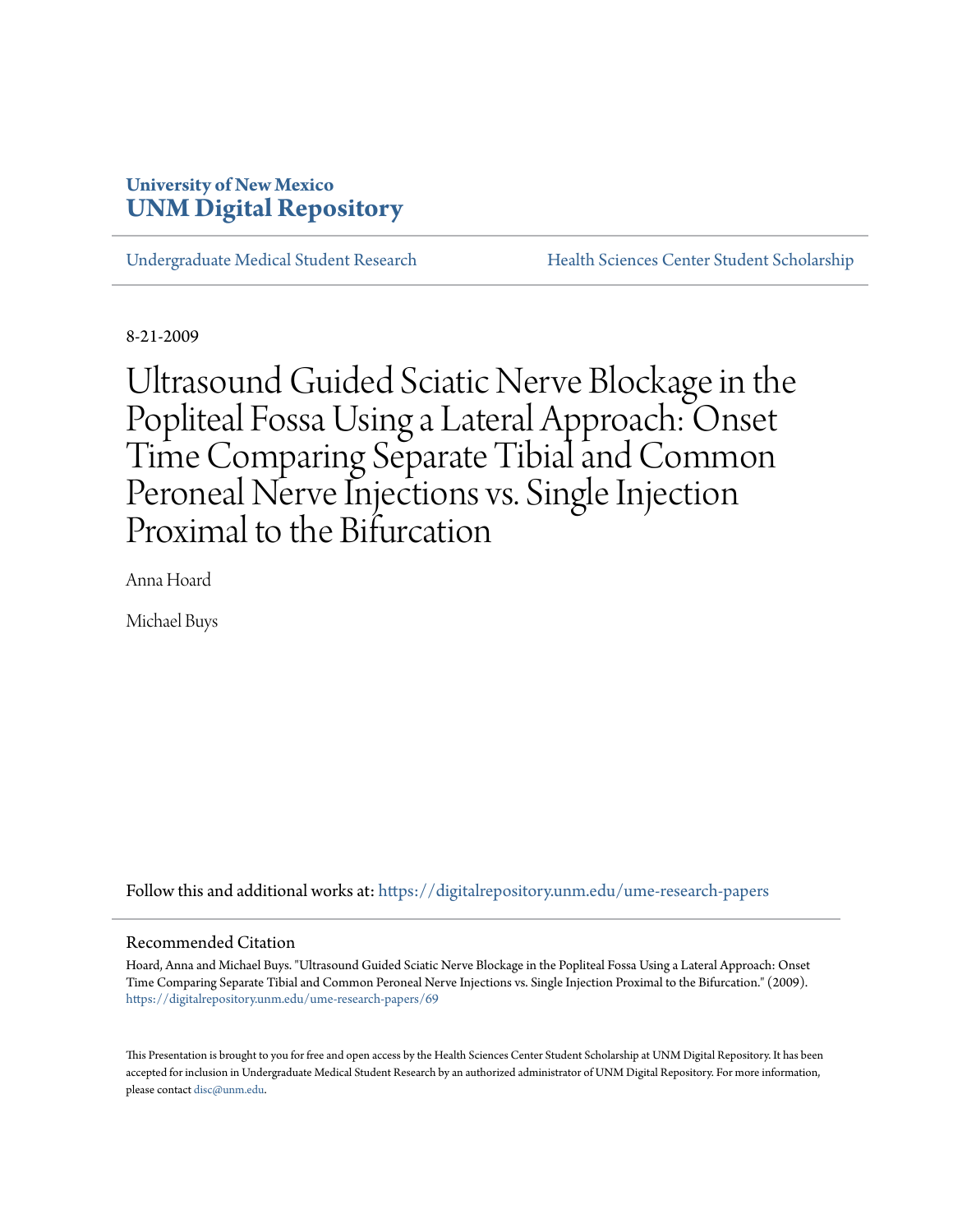University of New Mexico
**UNM Digital Repository**

Undergraduate Medical Student Research | Health Sciences Center Student Scholarship

8-21-2009

# Ultrasound Guided Sciatic Nerve Blockage in the Popliteal Fossa Using a Lateral Approach: Onset Time Comparing Separate Tibial and Common Peroneal Nerve Injections vs. Single Injection Proximal to the Bifurcation

Anna Hoard

Michael Buys

Follow this and additional works at: https://digitalrepository.unm.edu/ume-research-papers

## Recommended Citation

Hoard, Anna and Michael Buys. "Ultrasound Guided Sciatic Nerve Blockage in the Popliteal Fossa Using a Lateral Approach: Onset Time Comparing Separate Tibial and Common Peroneal Nerve Injections vs. Single Injection Proximal to the Bifurcation." (2009). https://digitalrepository.unm.edu/ume-research-papers/69

This Presentation is brought to you for free and open access by the Health Sciences Center Student Scholarship at UNM Digital Repository. It has been accepted for inclusion in Undergraduate Medical Student Research by an authorized administrator of UNM Digital Repository. For more information, please contact disc@unm.edu.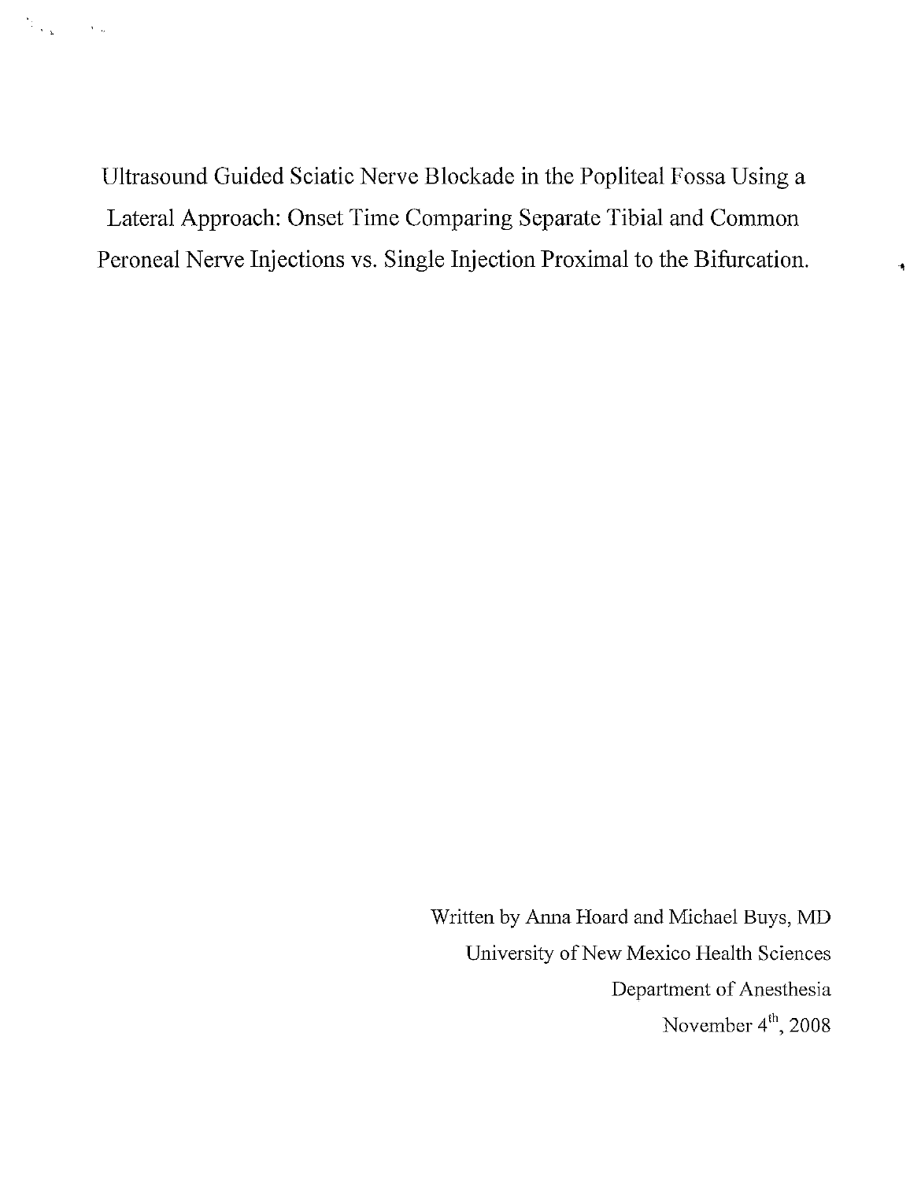# Ultrasound Guided Sciatic Nerve Blockade in the Popliteal Fossa Using a Lateral Approach: Onset Time Comparing Separate Tibial and Common Peroneal Nerve Injections vs. Single Injection Proximal to the Bifurcation.

Written by Anna Hoard and Michael Buys, MD

University of New Mexico Health Sciences

Department of Anesthesia

November 4th, 2008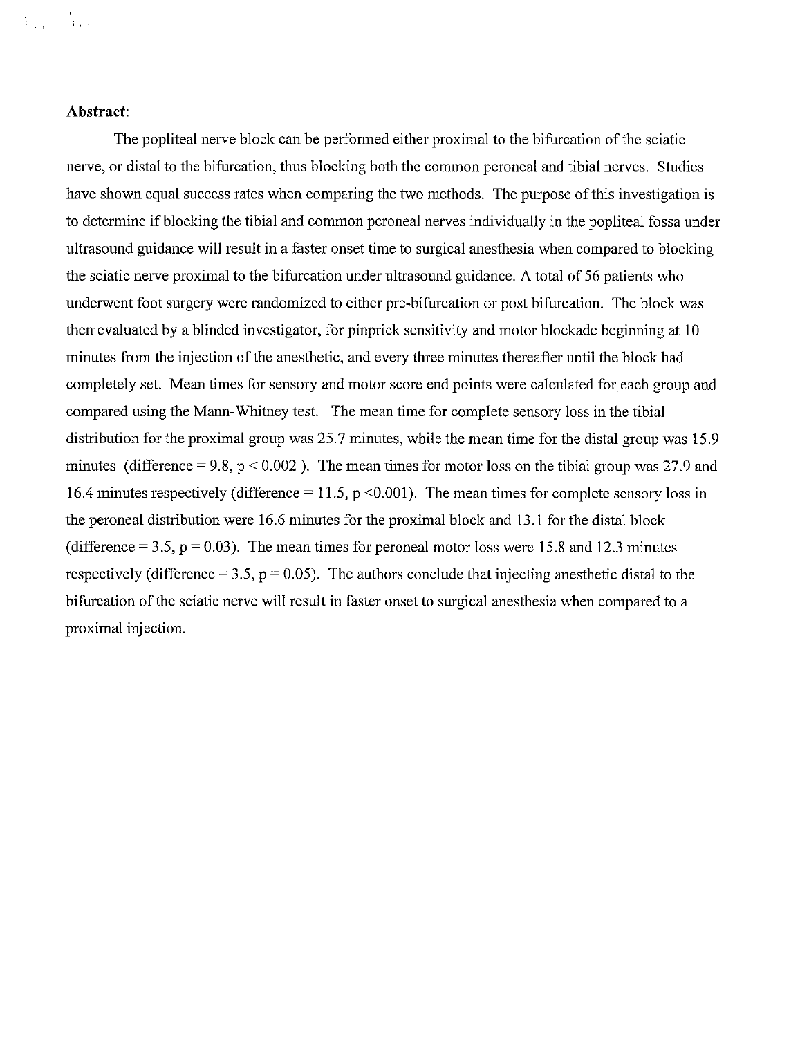**Abstract**:

The popliteal nerve block can be performed either proximal to the bifurcation of the sciatic nerve, or distal to the bifurcation, thus blocking both the common peroneal and tibial nerves. Studies have shown equal success rates when comparing the two methods. The purpose of this investigation is to determine if blocking the tibial and common peroneal nerves individually in the popliteal fossa under ultrasound guidance will result in a faster onset time to surgical anesthesia when compared to blocking the sciatic nerve proximal to the bifurcation under ultrasound guidance. A total of 56 patients who underwent foot surgery were randomized to either pre-bifurcation or post bifurcation. The block was then evaluated by a blinded investigator, for pinprick sensitivity and motor blockade beginning at 10 minutes from the injection of the anesthetic, and every three minutes thereafter until the block had completely set. Mean times for sensory and motor score end points were calculated for each group and compared using the Mann-Whitney test. The mean time for complete sensory loss in the tibial distribution for the proximal group was 25.7 minutes, while the mean time for the distal group was 15.9 minutes (difference = 9.8, $p < 0.002$ ). The mean times for motor loss on the tibial group was 27.9 and 16.4 minutes respectively (difference = 11.5, $p < 0.001$). The mean times for complete sensory loss in the peroneal distribution were 16.6 minutes for the proximal block and 13.1 for the distal block (difference = 3.5, $p = 0.03$). The mean times for peroneal motor loss were 15.8 and 12.3 minutes respectively (difference = 3.5, $p = 0.05$). The authors conclude that injecting anesthetic distal to the bifurcation of the sciatic nerve will result in faster onset to surgical anesthesia when compared to a proximal injection.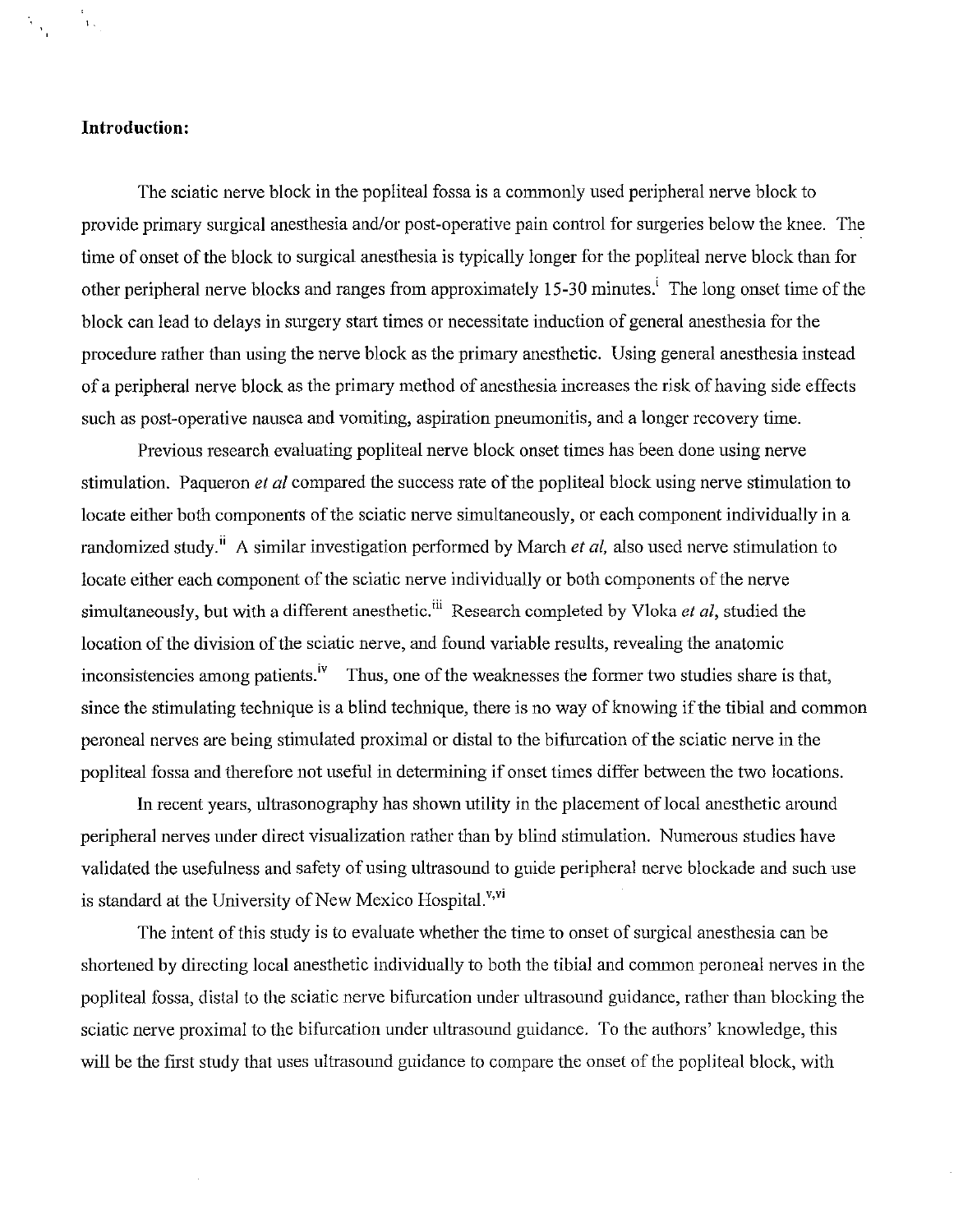**Introduction:**

The sciatic nerve block in the popliteal fossa is a commonly used peripheral nerve block to provide primary surgical anesthesia and/or post-operative pain control for surgeries below the knee. The time of onset of the block to surgical anesthesia is typically longer for the popliteal nerve block than for other peripheral nerve blocks and ranges from approximately 15-30 minutes.[i] The long onset time of the block can lead to delays in surgery start times or necessitate induction of general anesthesia for the procedure rather than using the nerve block as the primary anesthetic. Using general anesthesia instead of a peripheral nerve block as the primary method of anesthesia increases the risk of having side effects such as post-operative nausea and vomiting, aspiration pneumonitis, and a longer recovery time.

Previous research evaluating popliteal nerve block onset times has been done using nerve stimulation. Paqueron *et al* compared the success rate of the popliteal block using nerve stimulation to locate either both components of the sciatic nerve simultaneously, or each component individually in a randomized study.[ii] A similar investigation performed by March *et al,* also used nerve stimulation to locate either each component of the sciatic nerve individually or both components of the nerve simultaneously, but with a different anesthetic.[iii] Research completed by Vloka *et al*, studied the location of the division of the sciatic nerve, and found variable results, revealing the anatomic inconsistencies among patients.[iv] Thus, one of the weaknesses the former two studies share is that, since the stimulating technique is a blind technique, there is no way of knowing if the tibial and common peroneal nerves are being stimulated proximal or distal to the bifurcation of the sciatic nerve in the popliteal fossa and therefore not useful in determining if onset times differ between the two locations.

In recent years, ultrasonography has shown utility in the placement of local anesthetic around peripheral nerves under direct visualization rather than by blind stimulation. Numerous studies have validated the usefulness and safety of using ultrasound to guide peripheral nerve blockade and such use is standard at the University of New Mexico Hospital.[v,vi]

The intent of this study is to evaluate whether the time to onset of surgical anesthesia can be shortened by directing local anesthetic individually to both the tibial and common peroneal nerves in the popliteal fossa, distal to the sciatic nerve bifurcation under ultrasound guidance, rather than blocking the sciatic nerve proximal to the bifurcation under ultrasound guidance. To the authors' knowledge, this will be the first study that uses ultrasound guidance to compare the onset of the popliteal block, with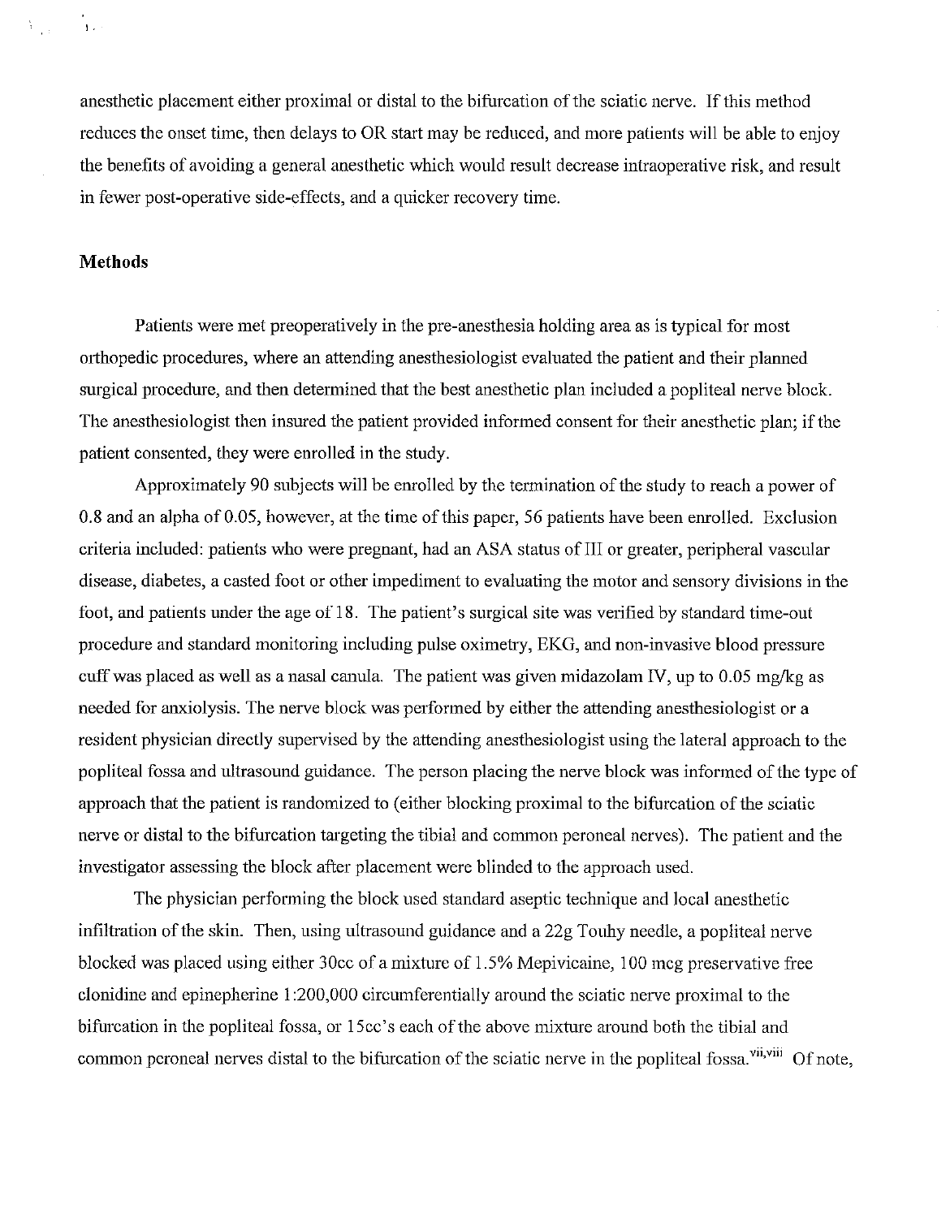anesthetic placement either proximal or distal to the bifurcation of the sciatic nerve. If this method reduces the onset time, then delays to OR start may be reduced, and more patients will be able to enjoy the benefits of avoiding a general anesthetic which would result decrease intraoperative risk, and result in fewer post-operative side-effects, and a quicker recovery time.

## Methods

Patients were met preoperatively in the pre-anesthesia holding area as is typical for most orthopedic procedures, where an attending anesthesiologist evaluated the patient and their planned surgical procedure, and then determined that the best anesthetic plan included a popliteal nerve block. The anesthesiologist then insured the patient provided informed consent for their anesthetic plan; if the patient consented, they were enrolled in the study.

Approximately 90 subjects will be enrolled by the termination of the study to reach a power of 0.8 and an alpha of 0.05, however, at the time of this paper, 56 patients have been enrolled. Exclusion criteria included: patients who were pregnant, had an ASA status of III or greater, peripheral vascular disease, diabetes, a casted foot or other impediment to evaluating the motor and sensory divisions in the foot, and patients under the age of 18. The patient's surgical site was verified by standard time-out procedure and standard monitoring including pulse oximetry, EKG, and non-invasive blood pressure cuff was placed as well as a nasal canula. The patient was given midazolam IV, up to 0.05 mg/kg as needed for anxiolysis. The nerve block was performed by either the attending anesthesiologist or a resident physician directly supervised by the attending anesthesiologist using the lateral approach to the popliteal fossa and ultrasound guidance. The person placing the nerve block was informed of the type of approach that the patient is randomized to (either blocking proximal to the bifurcation of the sciatic nerve or distal to the bifurcation targeting the tibial and common peroneal nerves). The patient and the investigator assessing the block after placement were blinded to the approach used.

The physician performing the block used standard aseptic technique and local anesthetic infiltration of the skin. Then, using ultrasound guidance and a 22g Touhy needle, a popliteal nerve blocked was placed using either 30cc of a mixture of 1.5% Mepivicaine, 100 mcg preservative free clonidine and epinepherine 1:200,000 circumferentially around the sciatic nerve proximal to the bifurcation in the popliteal fossa, or 15cc's each of the above mixture around both the tibial and common peroneal nerves distal to the bifurcation of the sciatic nerve in the popliteal fossa.[vii,viii] Of note,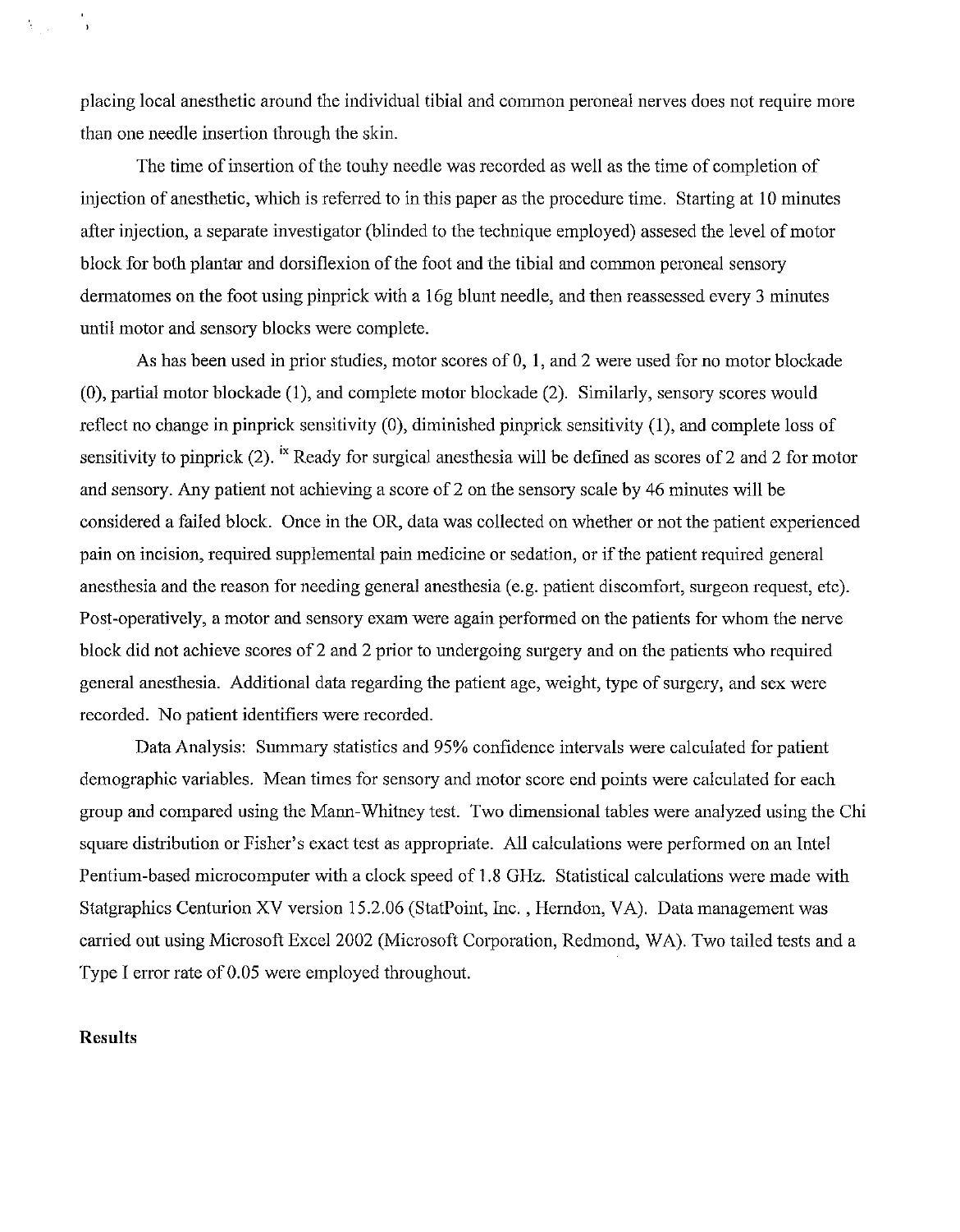placing local anesthetic around the individual tibial and common peroneal nerves does not require more than one needle insertion through the skin.

The time of insertion of the touhy needle was recorded as well as the time of completion of injection of anesthetic, which is referred to in this paper as the procedure time. Starting at 10 minutes after injection, a separate investigator (blinded to the technique employed) assesed the level of motor block for both plantar and dorsiflexion of the foot and the tibial and common peroneal sensory dermatomes on the foot using pinprick with a 16g blunt needle, and then reassessed every 3 minutes until motor and sensory blocks were complete.

As has been used in prior studies, motor scores of 0, 1, and 2 were used for no motor blockade (0), partial motor blockade (1), and complete motor blockade (2). Similarly, sensory scores would reflect no change in pinprick sensitivity (0), diminished pinprick sensitivity (1), and complete loss of sensitivity to pinprick (2). [ix] Ready for surgical anesthesia will be defined as scores of 2 and 2 for motor and sensory. Any patient not achieving a score of 2 on the sensory scale by 46 minutes will be considered a failed block. Once in the OR, data was collected on whether or not the patient experienced pain on incision, required supplemental pain medicine or sedation, or if the patient required general anesthesia and the reason for needing general anesthesia (e.g. patient discomfort, surgeon request, etc). Post-operatively, a motor and sensory exam were again performed on the patients for whom the nerve block did not achieve scores of 2 and 2 prior to undergoing surgery and on the patients who required general anesthesia. Additional data regarding the patient age, weight, type of surgery, and sex were recorded. No patient identifiers were recorded.

Data Analysis: Summary statistics and 95% confidence intervals were calculated for patient demographic variables. Mean times for sensory and motor score end points were calculated for each group and compared using the Mann-Whitney test. Two dimensional tables were analyzed using the Chi square distribution or Fisher's exact test as appropriate. All calculations were performed on an Intel Pentium-based microcomputer with a clock speed of 1.8 GHz. Statistical calculations were made with Statgraphics Centurion XV version 15.2.06 (StatPoint, Inc. , Herndon, VA). Data management was carried out using Microsoft Excel 2002 (Microsoft Corporation, Redmond, WA). Two tailed tests and a Type I error rate of 0.05 were employed throughout.

**Results**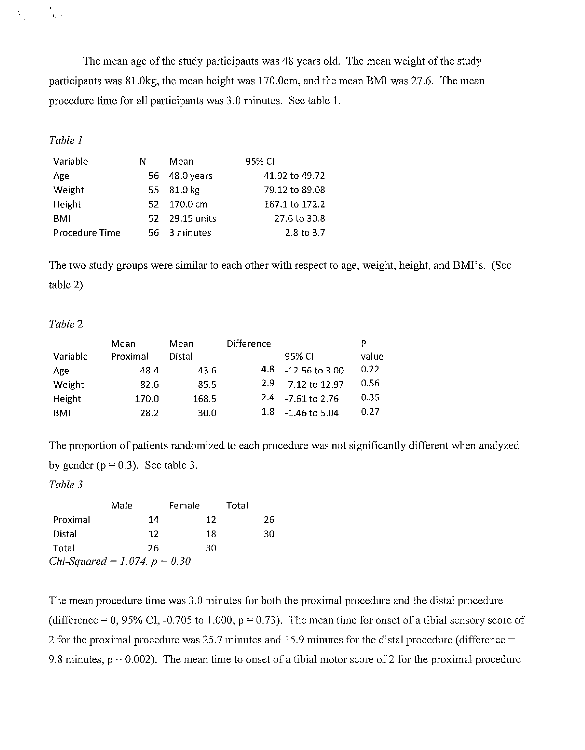The mean age of the study participants was 48 years old. The mean weight of the study participants was 81.0kg, the mean height was 170.0cm, and the mean BMI was 27.6. The mean procedure time for all participants was 3.0 minutes. See table 1.

*Table 1*

| Variable | N | Mean | 95% CI |
|---|---|---|---|
| Age | 56 | 48.0 years | 41.92 to 49.72 |
| Weight | 55 | 81.0 kg | 79.12 to 89.08 |
| Height | 52 | 170.0 cm | 167.1 to 172.2 |
| BMI | 52 | 29.15 units | 27.6 to 30.8 |
| Procedure Time | 56 | 3 minutes | 2.8 to 3.7 |

The two study groups were similar to each other with respect to age, weight, height, and BMI's. (See table 2)

*Table 2*

| Variable | Mean Proximal | Mean Distal | Difference | 95% CI | P value |
|---|---|---|---|---|---|
| Age | 48.4 | 43.6 | 4.8 | -12.56 to 3.00 | 0.22 |
| Weight | 82.6 | 85.5 | 2.9 | -7.12 to 12.97 | 0.56 |
| Height | 170.0 | 168.5 | 2.4 | -7.61 to 2.76 | 0.35 |
| BMI | 28.2 | 30.0 | 1.8 | -1.46 to 5.04 | 0.27 |

The proportion of patients randomized to each procedure was not significantly different when analyzed by gender ($p = 0.3$). See table 3.

*Table 3*

| | Male | Female | Total |
|---|---|---|---|
| Proximal | 14 | 12 | 26 |
| Distal | 12 | 18 | 30 |
| Total | 26 | 30 | |

*Chi-Squared = 1.074. p = 0.30*

The mean procedure time was 3.0 minutes for both the proximal procedure and the distal procedure (difference = 0, 95% CI, -0.705 to 1.000, $p = 0.73$). The mean time for onset of a tibial sensory score of 2 for the proximal procedure was 25.7 minutes and 15.9 minutes for the distal procedure (difference = 9.8 minutes, $p = 0.002$). The mean time to onset of a tibial motor score of 2 for the proximal procedure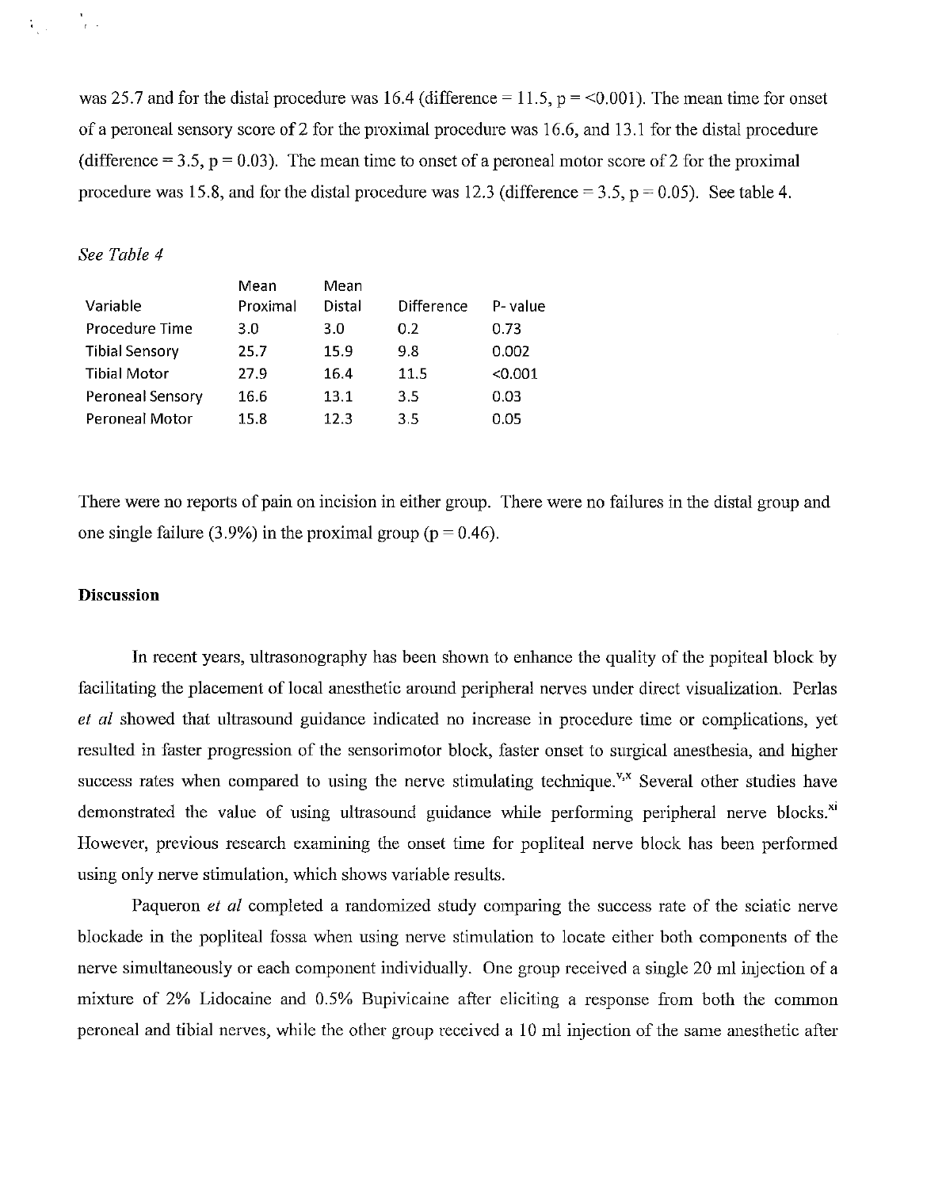was 25.7 and for the distal procedure was 16.4 (difference = 11.5, p = <0.001). The mean time for onset of a peroneal sensory score of 2 for the proximal procedure was 16.6, and 13.1 for the distal procedure (difference = 3.5, p = 0.03). The mean time to onset of a peroneal motor score of 2 for the proximal procedure was 15.8, and for the distal procedure was 12.3 (difference = 3.5, p = 0.05). See table 4.

*See Table 4*

| Variable | Mean Proximal | Mean Distal | Difference | P- value |
|---|---|---|---|---|
| Procedure Time | 3.0 | 3.0 | 0.2 | 0.73 |
| Tibial Sensory | 25.7 | 15.9 | 9.8 | 0.002 |
| Tibial Motor | 27.9 | 16.4 | 11.5 | <0.001 |
| Peroneal Sensory | 16.6 | 13.1 | 3.5 | 0.03 |
| Peroneal Motor | 15.8 | 12.3 | 3.5 | 0.05 |

There were no reports of pain on incision in either group. There were no failures in the distal group and one single failure (3.9%) in the proximal group (p = 0.46).

**Discussion**

In recent years, ultrasonography has been shown to enhance the quality of the popiteal block by facilitating the placement of local anesthetic around peripheral nerves under direct visualization. Perlas *et al* showed that ultrasound guidance indicated no increase in procedure time or complications, yet resulted in faster progression of the sensorimotor block, faster onset to surgical anesthesia, and higher success rates when compared to using the nerve stimulating technique.[v,x] Several other studies have demonstrated the value of using ultrasound guidance while performing peripheral nerve blocks.[xi] However, previous research examining the onset time for popliteal nerve block has been performed using only nerve stimulation, which shows variable results.

Paqueron *et al* completed a randomized study comparing the success rate of the sciatic nerve blockade in the popliteal fossa when using nerve stimulation to locate either both components of the nerve simultaneously or each component individually. One group received a single 20 ml injection of a mixture of 2% Lidocaine and 0.5% Bupivicaine after eliciting a response from both the common peroneal and tibial nerves, while the other group received a 10 ml injection of the same anesthetic after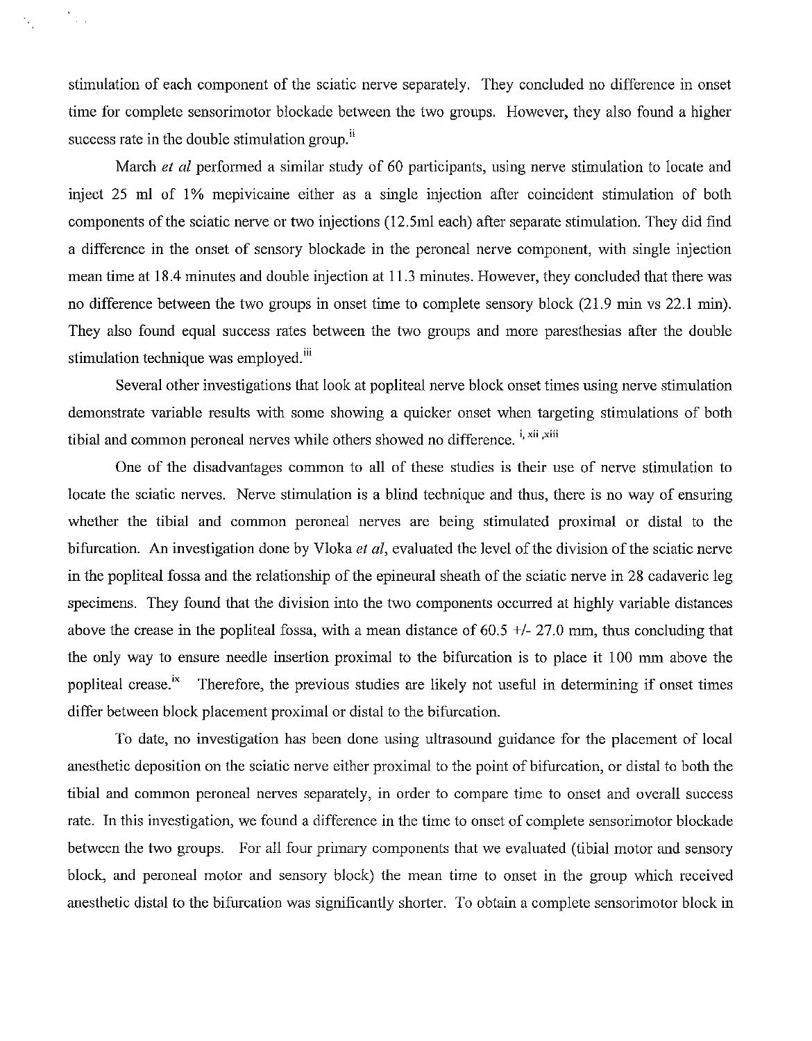stimulation of each component of the sciatic nerve separately. They concluded no difference in onset time for complete sensorimotor blockade between the two groups. However, they also found a higher success rate in the double stimulation group.[ii]

March *et al* performed a similar study of 60 participants, using nerve stimulation to locate and inject 25 ml of 1% mepivicaine either as a single injection after coincident stimulation of both components of the sciatic nerve or two injections (12.5ml each) after separate stimulation. They did find a difference in the onset of sensory blockade in the peroneal nerve component, with single injection mean time at 18.4 minutes and double injection at 11.3 minutes. However, they concluded that there was no difference between the two groups in onset time to complete sensory block (21.9 min vs 22.1 min). They also found equal success rates between the two groups and more paresthesias after the double stimulation technique was employed.[iii]

Several other investigations that look at popliteal nerve block onset times using nerve stimulation demonstrate variable results with some showing a quicker onset when targeting stimulations of both tibial and common peroneal nerves while others showed no difference. [i, xii, xiii]

One of the disadvantages common to all of these studies is their use of nerve stimulation to locate the sciatic nerves. Nerve stimulation is a blind technique and thus, there is no way of ensuring whether the tibial and common peroneal nerves are being stimulated proximal or distal to the bifurcation. An investigation done by Vloka *et al*, evaluated the level of the division of the sciatic nerve in the popliteal fossa and the relationship of the epineural sheath of the sciatic nerve in 28 cadaveric leg specimens. They found that the division into the two components occurred at highly variable distances above the crease in the popliteal fossa, with a mean distance of 60.5 +/- 27.0 mm, thus concluding that the only way to ensure needle insertion proximal to the bifurcation is to place it 100 mm above the popliteal crease.[ix] Therefore, the previous studies are likely not useful in determining if onset times differ between block placement proximal or distal to the bifurcation.

To date, no investigation has been done using ultrasound guidance for the placement of local anesthetic deposition on the sciatic nerve either proximal to the point of bifurcation, or distal to both the tibial and common peroneal nerves separately, in order to compare time to onset and overall success rate. In this investigation, we found a difference in the time to onset of complete sensorimotor blockade between the two groups. For all four primary components that we evaluated (tibial motor and sensory block, and peroneal motor and sensory block) the mean time to onset in the group which received anesthetic distal to the bifurcation was significantly shorter. To obtain a complete sensorimotor block in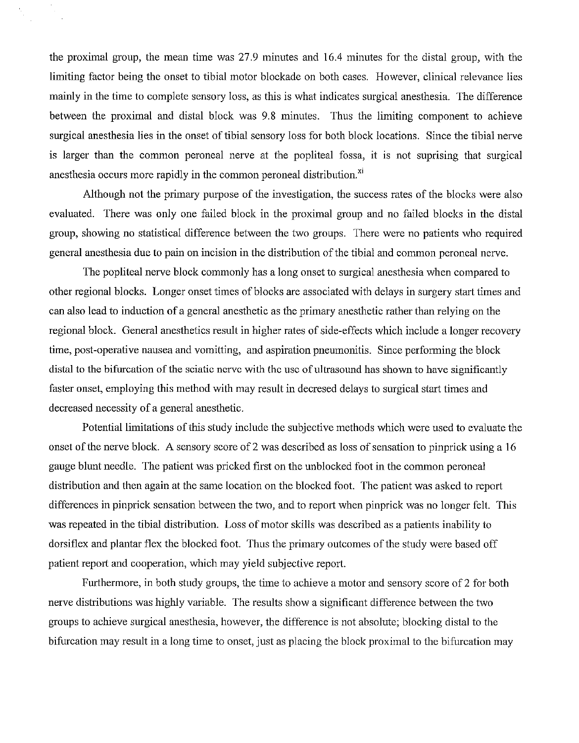the proximal group, the mean time was 27.9 minutes and 16.4 minutes for the distal group, with the limiting factor being the onset to tibial motor blockade on both cases. However, clinical relevance lies mainly in the time to complete sensory loss, as this is what indicates surgical anesthesia. The difference between the proximal and distal block was 9.8 minutes. Thus the limiting component to achieve surgical anesthesia lies in the onset of tibial sensory loss for both block locations. Since the tibial nerve is larger than the common peroneal nerve at the popliteal fossa, it is not suprising that surgical anesthesia occurs more rapidly in the common peroneal distribution.[xi]

Although not the primary purpose of the investigation, the success rates of the blocks were also evaluated. There was only one failed block in the proximal group and no failed blocks in the distal group, showing no statistical difference between the two groups. There were no patients who required general anesthesia due to pain on incision in the distribution of the tibial and common peroneal nerve.

The popliteal nerve block commonly has a long onset to surgical anesthesia when compared to other regional blocks. Longer onset times of blocks are associated with delays in surgery start times and can also lead to induction of a general anesthetic as the primary anesthetic rather than relying on the regional block. General anesthetics result in higher rates of side-effects which include a longer recovery time, post-operative nausea and vomitting, and aspiration pneumonitis. Since performing the block distal to the bifurcation of the sciatic nerve with the use of ultrasound has shown to have significantly faster onset, employing this method with may result in decresed delays to surgical start times and decreased necessity of a general anesthetic.

Potential limitations of this study include the subjective methods which were used to evaluate the onset of the nerve block. A sensory score of 2 was described as loss of sensation to pinprick using a 16 gauge blunt needle. The patient was pricked first on the unblocked foot in the common peroneal distribution and then again at the same location on the blocked foot. The patient was asked to report differences in pinprick sensation between the two, and to report when pinprick was no longer felt. This was repeated in the tibial distribution. Loss of motor skills was described as a patients inability to dorsiflex and plantar flex the blocked foot. Thus the primary outcomes of the study were based off patient report and cooperation, which may yield subjective report.

Furthermore, in both study groups, the time to achieve a motor and sensory score of 2 for both nerve distributions was highly variable. The results show a significant difference between the two groups to achieve surgical anesthesia, however, the difference is not absolute; blocking distal to the bifurcation may result in a long time to onset, just as placing the block proximal to the bifurcation may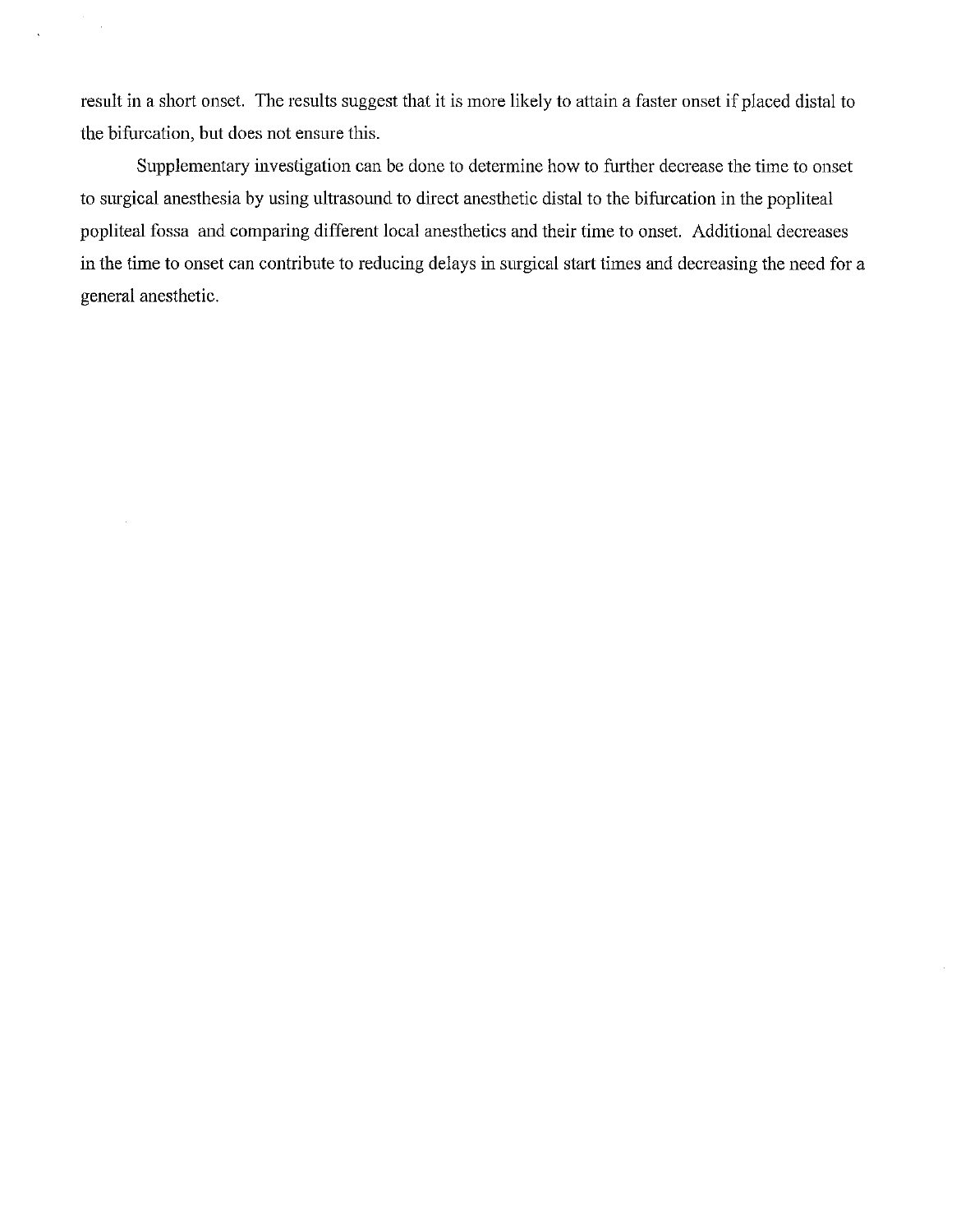result in a short onset. The results suggest that it is more likely to attain a faster onset if placed distal to the bifurcation, but does not ensure this.

Supplementary investigation can be done to determine how to further decrease the time to onset to surgical anesthesia by using ultrasound to direct anesthetic distal to the bifurcation in the popliteal popliteal fossa and comparing different local anesthetics and their time to onset. Additional decreases in the time to onset can contribute to reducing delays in surgical start times and decreasing the need for a general anesthetic.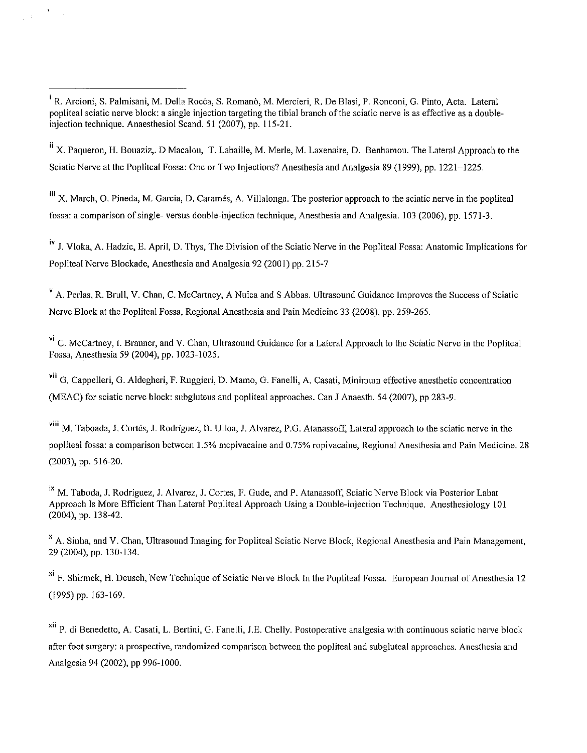---

[i] R. Arcioni, S. Palmisani, M. Della Rocca, S. Romanò, M. Mercieri, R. De Blasi, P. Ronconi, G. Pinto, Acta. Lateral popliteal sciatic nerve block: a single injection targeting the tibial branch of the sciatic nerve is as effective as a double-injection technique. Anaesthesiol Scand. 51 (2007), pp. 115-21.

[ii] X. Paqueron, H. Bouaziz,. D Macalou, T. Labaille, M. Merle, M. Laxenaire, D. Benhamou. The Lateral Approach to the Sciatic Nerve at the Popliteal Fossa: One or Two Injections? Anesthesia and Analgesia 89 (1999), pp. 1221–1225.

[iii] X. March, O. Pineda, M. Garcia, D. Caramés, A. Villalonga. The posterior approach to the sciatic nerve in the popliteal fossa: a comparison of single- versus double-injection technique, Anesthesia and Analgesia. 103 (2006), pp. 1571-3.

[iv] J. Vloka, A. Hadzic, E. April, D. Thys, The Division of the Sciatic Nerve in the Popliteal Fossa: Anatomic Implications for Popliteal Nerve Blockade, Anesthesia and Analgesia 92 (2001) pp. 215-7

[v] A. Perlas, R. Brull, V. Chan, C. McCartney, A Nuica and S Abbas. Ultrasound Guidance Improves the Success of Sciatic Nerve Block at the Popliteal Fossa, Regional Anesthesia and Pain Medicine 33 (2008), pp. 259-265.

[vi] C. McCartney, I. Branner, and V. Chan, Ultrasound Guidance for a Lateral Approach to the Sciatic Nerve in the Popliteal Fossa, Anesthesia 59 (2004), pp. 1023-1025.

[vii] G. Cappelleri, G. Aldegheri, F. Ruggieri, D. Mamo, G. Fanelli, A. Casati, Minimum effective anesthetic concentration (MEAC) for sciatic nerve block: subgluteus and popliteal approaches. Can J Anaesth. 54 (2007), pp 283-9.

[viii] M. Taboada, J. Cortés, J. Rodríguez, B. Ulloa, J. Alvarez, P.G. Atanassoff, Lateral approach to the sciatic nerve in the popliteal fossa: a comparison between 1.5% mepivacaine and 0.75% ropivacaine, Regional Anesthesia and Pain Medicine. 28 (2003), pp. 516-20.

[ix] M. Taboda, J. Rodriguez, J. Alvarez, J. Cortes, F. Gude, and P. Atanassoff, Sciatic Nerve Block via Posterior Labat Approach Is More Efficient Than Lateral Popliteal Approach Using a Double-injection Technique. Anesthesiology 101 (2004), pp. 138-42.

[x] A. Sinha, and V. Chan, Ultrasound Imaging for Popliteal Sciatic Nerve Block, Regional Anesthesia and Pain Management, 29 (2004), pp. 130-134.

[xi] F. Shirmek, H. Deusch, New Technique of Sciatic Nerve Block In the Popliteal Fossa. European Journal of Anesthesia 12 (1995) pp. 163-169.

[xii] P. di Benedetto, A. Casati, L. Bertini, G. Fanelli, J.E. Chelly. Postoperative analgesia with continuous sciatic nerve block after foot surgery: a prospective, randomized comparison between the popliteal and subgluteal approaches. Anesthesia and Analgesia 94 (2002), pp 996-1000.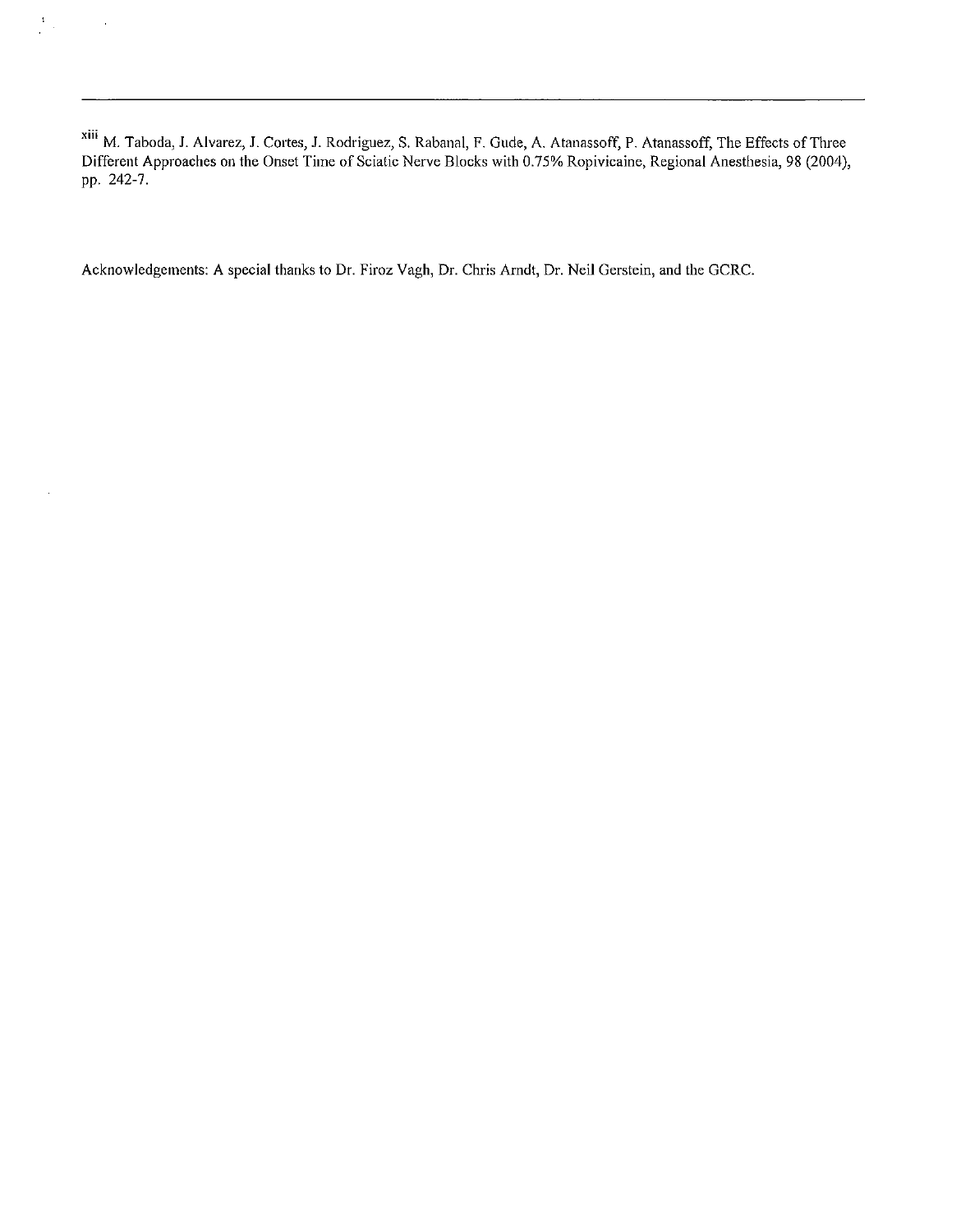[xiii] M. Taboda, J. Alvarez, J. Cortes, J. Rodriguez, S. Rabanal, F. Gude, A. Atanassoff, P. Atanassoff, The Effects of Three Different Approaches on the Onset Time of Sciatic Nerve Blocks with 0.75% Ropivicaine, Regional Anesthesia, 98 (2004), pp. 242-7.

Acknowledgements: A special thanks to Dr. Firoz Vagh, Dr. Chris Arndt, Dr. Neil Gerstein, and the GCRC.